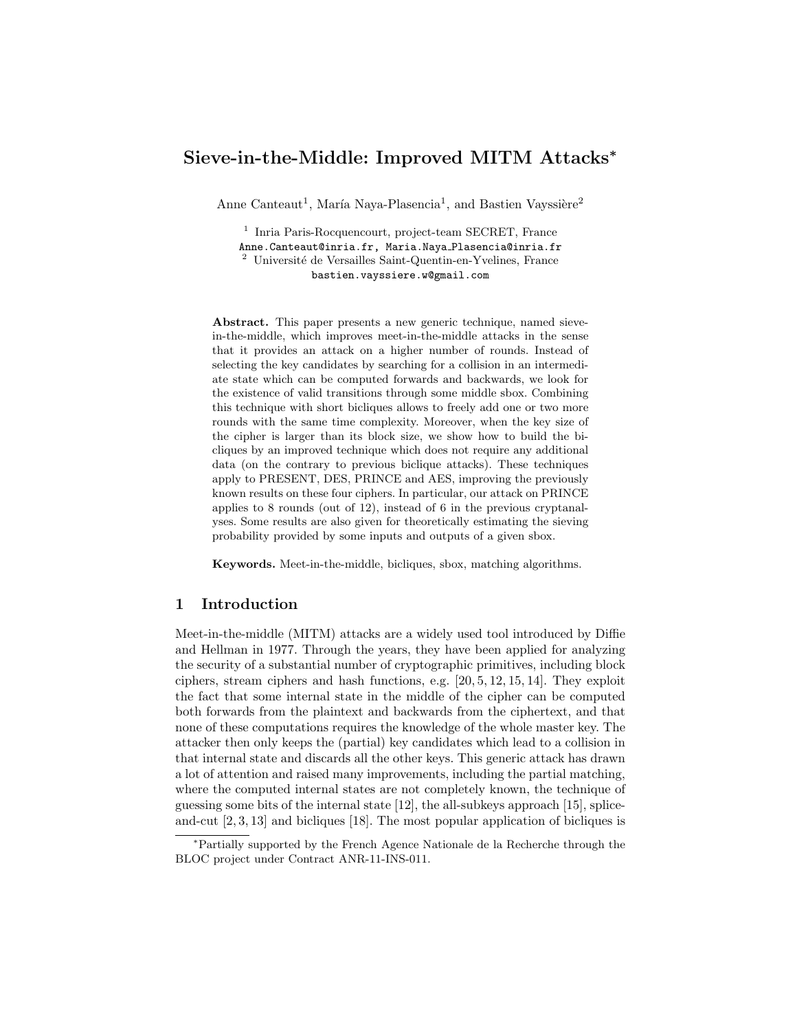# Sieve-in-the-Middle: Improved MITM Attacks*

Anne Canteaut[1], María Naya-Plasencia[1], and Bastien Vayssière[2]

[1] Inria Paris-Rocquencourt, project-team SECRET, France
Anne.Canteaut@inria.fr, Maria.Naya_Plasencia@inria.fr
[2] Université de Versailles Saint-Quentin-en-Yvelines, France
bastien.vayssiere.w@gmail.com

**Abstract.** This paper presents a new generic technique, named sieve-in-the-middle, which improves meet-in-the-middle attacks in the sense that it provides an attack on a higher number of rounds. Instead of selecting the key candidates by searching for a collision in an intermediate state which can be computed forwards and backwards, we look for the existence of valid transitions through some middle sbox. Combining this technique with short bicliques allows to freely add one or two more rounds with the same time complexity. Moreover, when the key size of the cipher is larger than its block size, we show how to build the bicliques by an improved technique which does not require any additional data (on the contrary to previous biclique attacks). These techniques apply to PRESENT, DES, PRINCE and AES, improving the previously known results on these four ciphers. In particular, our attack on PRINCE applies to 8 rounds (out of 12), instead of 6 in the previous cryptanalyses. Some results are also given for theoretically estimating the sieving probability provided by some inputs and outputs of a given sbox.

**Keywords.** Meet-in-the-middle, bicliques, sbox, matching algorithms.

## 1 Introduction

Meet-in-the-middle (MITM) attacks are a widely used tool introduced by Diffie and Hellman in 1977. Through the years, they have been applied for analyzing the security of a substantial number of cryptographic primitives, including block ciphers, stream ciphers and hash functions, e.g. [20, 5, 12, 15, 14]. They exploit the fact that some internal state in the middle of the cipher can be computed both forwards from the plaintext and backwards from the ciphertext, and that none of these computations requires the knowledge of the whole master key. The attacker then only keeps the (partial) key candidates which lead to a collision in that internal state and discards all the other keys. This generic attack has drawn a lot of attention and raised many improvements, including the partial matching, where the computed internal states are not completely known, the technique of guessing some bits of the internal state [12], the all-subkeys approach [15], splice-and-cut [2, 3, 13] and bicliques [18]. The most popular application of bicliques is

*Partially supported by the French Agence Nationale de la Recherche through the BLOC project under Contract ANR-11-INS-011.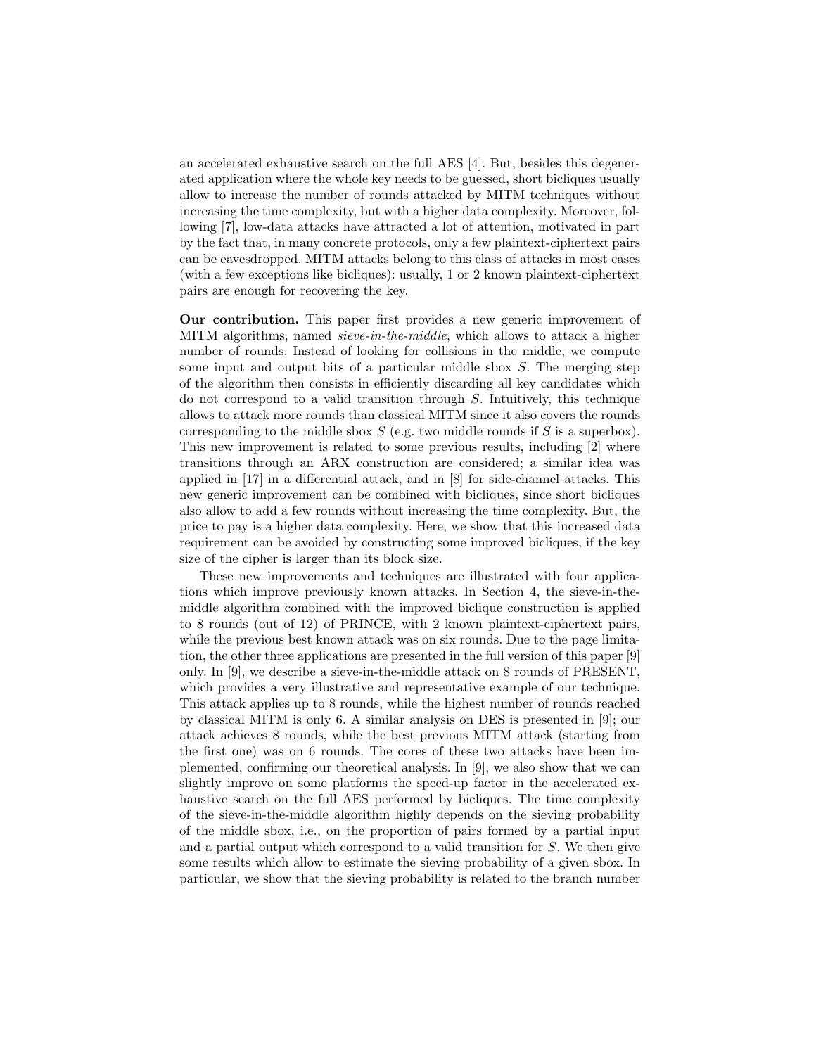an accelerated exhaustive search on the full AES [4]. But, besides this degenerated application where the whole key needs to be guessed, short bicliques usually allow to increase the number of rounds attacked by MITM techniques without increasing the time complexity, but with a higher data complexity. Moreover, following [7], low-data attacks have attracted a lot of attention, motivated in part by the fact that, in many concrete protocols, only a few plaintext-ciphertext pairs can be eavesdropped. MITM attacks belong to this class of attacks in most cases (with a few exceptions like bicliques): usually, 1 or 2 known plaintext-ciphertext pairs are enough for recovering the key.

**Our contribution.** This paper first provides a new generic improvement of MITM algorithms, named *sieve-in-the-middle*, which allows to attack a higher number of rounds. Instead of looking for collisions in the middle, we compute some input and output bits of a particular middle sbox $S$. The merging step of the algorithm then consists in efficiently discarding all key candidates which do not correspond to a valid transition through $S$. Intuitively, this technique allows to attack more rounds than classical MITM since it also covers the rounds corresponding to the middle sbox $S$ (e.g. two middle rounds if $S$ is a superbox). This new improvement is related to some previous results, including [2] where transitions through an ARX construction are considered; a similar idea was applied in [17] in a differential attack, and in [8] for side-channel attacks. This new generic improvement can be combined with bicliques, since short bicliques also allow to add a few rounds without increasing the time complexity. But, the price to pay is a higher data complexity. Here, we show that this increased data requirement can be avoided by constructing some improved bicliques, if the key size of the cipher is larger than its block size.

These new improvements and techniques are illustrated with four applications which improve previously known attacks. In Section 4, the sieve-in-the-middle algorithm combined with the improved biclique construction is applied to 8 rounds (out of 12) of PRINCE, with 2 known plaintext-ciphertext pairs, while the previous best known attack was on six rounds. Due to the page limitation, the other three applications are presented in the full version of this paper [9] only. In [9], we describe a sieve-in-the-middle attack on 8 rounds of PRESENT, which provides a very illustrative and representative example of our technique. This attack applies up to 8 rounds, while the highest number of rounds reached by classical MITM is only 6. A similar analysis on DES is presented in [9]; our attack achieves 8 rounds, while the best previous MITM attack (starting from the first one) was on 6 rounds. The cores of these two attacks have been implemented, confirming our theoretical analysis. In [9], we also show that we can slightly improve on some platforms the speed-up factor in the accelerated exhaustive search on the full AES performed by bicliques. The time complexity of the sieve-in-the-middle algorithm highly depends on the sieving probability of the middle sbox, i.e., on the proportion of pairs formed by a partial input and a partial output which correspond to a valid transition for $S$. We then give some results which allow to estimate the sieving probability of a given sbox. In particular, we show that the sieving probability is related to the branch number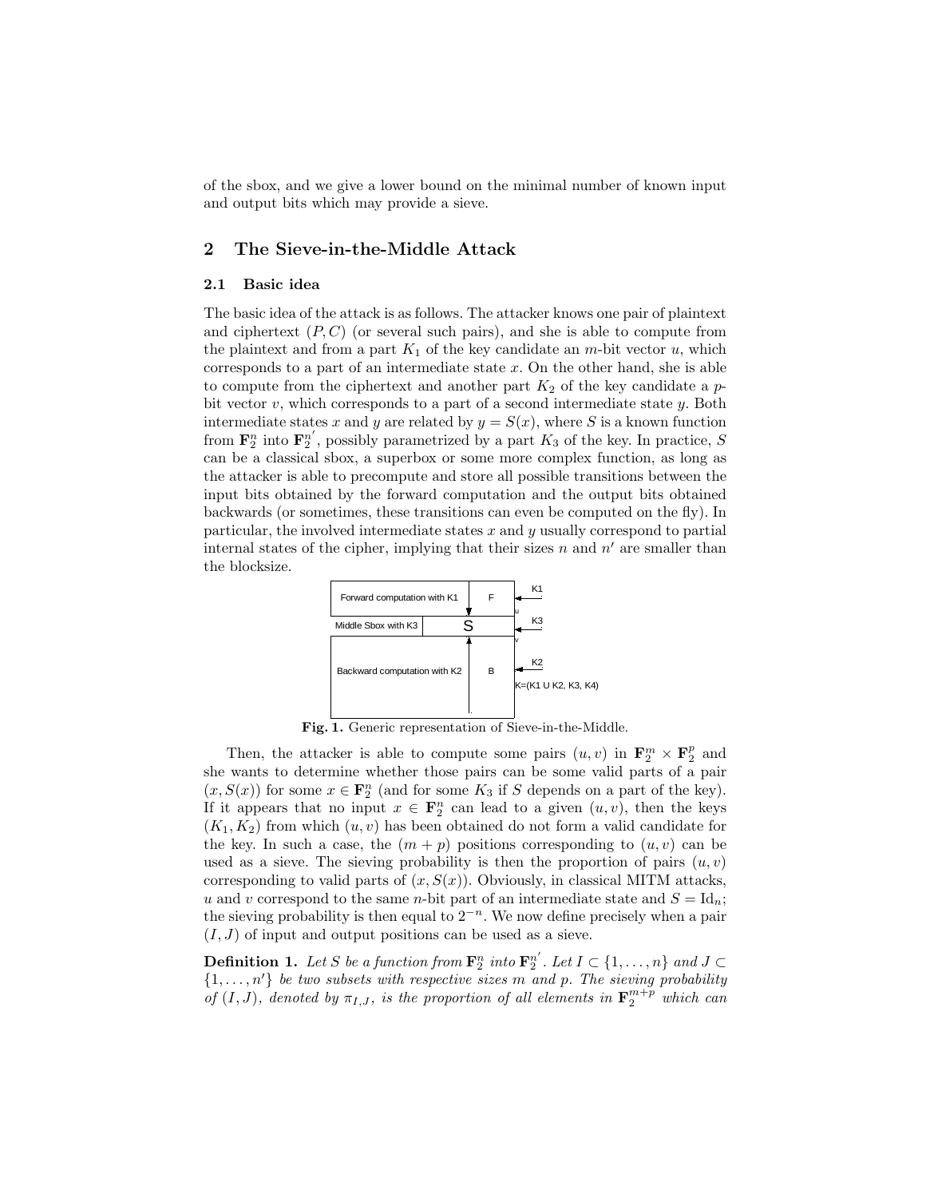of the sbox, and we give a lower bound on the minimal number of known input and output bits which may provide a sieve.

## 2 The Sieve-in-the-Middle Attack

### 2.1 Basic idea

The basic idea of the attack is as follows. The attacker knows one pair of plaintext and ciphertext $(P, C)$ (or several such pairs), and she is able to compute from the plaintext and from a part $K_1$ of the key candidate an $m$-bit vector $u$, which corresponds to a part of an intermediate state $x$. On the other hand, she is able to compute from the ciphertext and another part $K_2$ of the key candidate a $p$-bit vector $v$, which corresponds to a part of a second intermediate state $y$. Both intermediate states $x$ and $y$ are related by $y = S(x)$, where $S$ is a known function from $\mathbf{F}_2^n$ into $\mathbf{F}_2^{n'}$, possibly parametrized by a part $K_3$ of the key. In practice, $S$ can be a classical sbox, a superbox or some more complex function, as long as the attacker is able to precompute and store all possible transitions between the input bits obtained by the forward computation and the output bits obtained backwards (or sometimes, these transitions can even be computed on the fly). In particular, the involved intermediate states $x$ and $y$ usually correspond to partial internal states of the cipher, implying that their sizes $n$ and $n'$ are smaller than the blocksize.

Fig. 1. Generic representation of Sieve-in-the-Middle.

Then, the attacker is able to compute some pairs $(u, v)$ in $\mathbf{F}_2^m \times \mathbf{F}_2^p$ and she wants to determine whether those pairs can be some valid parts of a pair $(x, S(x))$ for some $x \in \mathbf{F}_2^n$ (and for some $K_3$ if $S$ depends on a part of the key). If it appears that no input $x \in \mathbf{F}_2^n$ can lead to a given $(u, v)$, then the keys $(K_1, K_2)$ from which $(u, v)$ has been obtained do not form a valid candidate for the key. In such a case, the $(m + p)$ positions corresponding to $(u, v)$ can be used as a sieve. The sieving probability is then the proportion of pairs $(u, v)$ corresponding to valid parts of $(x, S(x))$. Obviously, in classical MITM attacks, $u$ and $v$ correspond to the same $n$-bit part of an intermediate state and $S = \mathrm{Id}_n$; the sieving probability is then equal to $2^{-n}$. We now define precisely when a pair $(I, J)$ of input and output positions can be used as a sieve.

**Definition 1.** *Let $S$ be a function from $\mathbf{F}_2^n$ into $\mathbf{F}_2^{n'}$. Let $I \subset \{1, \ldots, n\}$ and $J \subset \{1, \ldots, n'\}$ be two subsets with respective sizes $m$ and $p$. The sieving probability of $(I, J)$, denoted by $\pi_{I,J}$, is the proportion of all elements in $\mathbf{F}_2^{m+p}$ which can*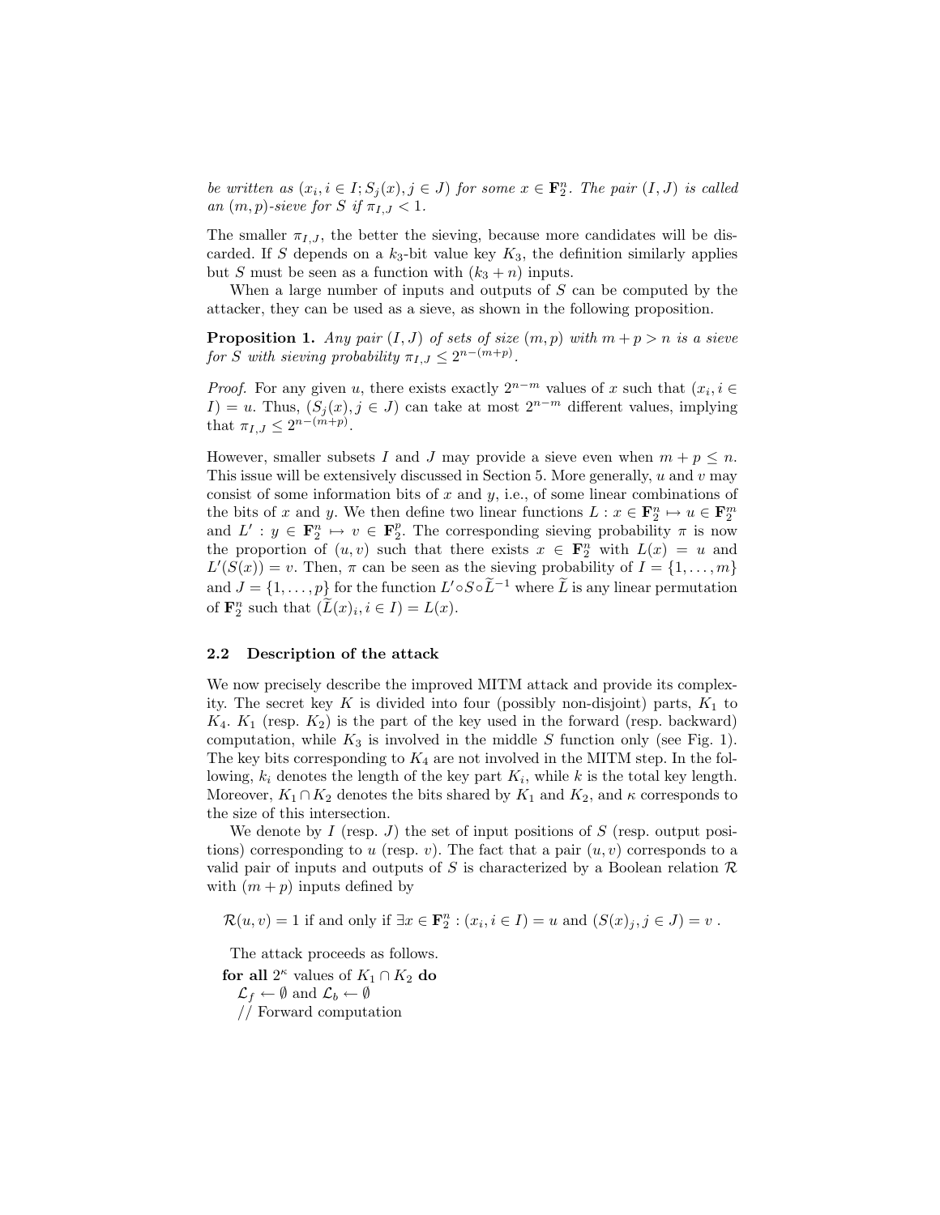*be written as $(x_i, i \in I; S_j(x), j \in J)$ for some $x \in \mathbf{F}_2^n$. The pair $(I, J)$ is called an $(m, p)$-sieve for $S$ if $\pi_{I,J} < 1$.*

The smaller $\pi_{I,J}$, the better the sieving, because more candidates will be discarded. If $S$ depends on a $k_3$-bit value key $K_3$, the definition similarly applies but $S$ must be seen as a function with $(k_3 + n)$ inputs.

When a large number of inputs and outputs of $S$ can be computed by the attacker, they can be used as a sieve, as shown in the following proposition.

**Proposition 1.** *Any pair $(I, J)$ of sets of size $(m, p)$ with $m + p > n$ is a sieve for $S$ with sieving probability $\pi_{I,J} \leq 2^{n-(m+p)}$.*

*Proof.* For any given $u$, there exists exactly $2^{n-m}$ values of $x$ such that $(x_i, i \in I) = u$. Thus, $(S_j(x), j \in J)$ can take at most $2^{n-m}$ different values, implying that $\pi_{I,J} \leq 2^{n-(m+p)}$.

However, smaller subsets $I$ and $J$ may provide a sieve even when $m + p \leq n$. This issue will be extensively discussed in Section 5. More generally, $u$ and $v$ may consist of some information bits of $x$ and $y$, i.e., of some linear combinations of the bits of $x$ and $y$. We then define two linear functions $L : x \in \mathbf{F}_2^n \mapsto u \in \mathbf{F}_2^m$ and $L' : y \in \mathbf{F}_2^n \mapsto v \in \mathbf{F}_2^p$. The corresponding sieving probability $\pi$ is now the proportion of $(u, v)$ such that there exists $x \in \mathbf{F}_2^n$ with $L(x) = u$ and $L'(S(x)) = v$. Then, $\pi$ can be seen as the sieving probability of $I = \{1, \ldots, m\}$ and $J = \{1, \ldots, p\}$ for the function $L' \circ S \circ \widetilde{L}^{-1}$ where $\widetilde{L}$ is any linear permutation of $\mathbf{F}_2^n$ such that $(\widetilde{L}(x)_i, i \in I) = L(x)$.

### 2.2 Description of the attack

We now precisely describe the improved MITM attack and provide its complexity. The secret key $K$ is divided into four (possibly non-disjoint) parts, $K_1$ to $K_4$. $K_1$ (resp. $K_2$) is the part of the key used in the forward (resp. backward) computation, while $K_3$ is involved in the middle $S$ function only (see Fig. 1). The key bits corresponding to $K_4$ are not involved in the MITM step. In the following, $k_i$ denotes the length of the key part $K_i$, while $k$ is the total key length. Moreover, $K_1 \cap K_2$ denotes the bits shared by $K_1$ and $K_2$, and $\kappa$ corresponds to the size of this intersection.

We denote by $I$ (resp. $J$) the set of input positions of $S$ (resp. output positions) corresponding to $u$ (resp. $v$). The fact that a pair $(u, v)$ corresponds to a valid pair of inputs and outputs of $S$ is characterized by a Boolean relation $\mathcal{R}$ with $(m + p)$ inputs defined by

$$\mathcal{R}(u, v) = 1 \text{ if and only if } \exists x \in \mathbf{F}_2^n : (x_i, i \in I) = u \text{ and } (S(x)_j, j \in J) = v\ .$$

The attack proceeds as follows.

**for all** $2^\kappa$ values of $K_1 \cap K_2$ **do**
  $\mathcal{L}_f \leftarrow \emptyset$ and $\mathcal{L}_b \leftarrow \emptyset$
  // Forward computation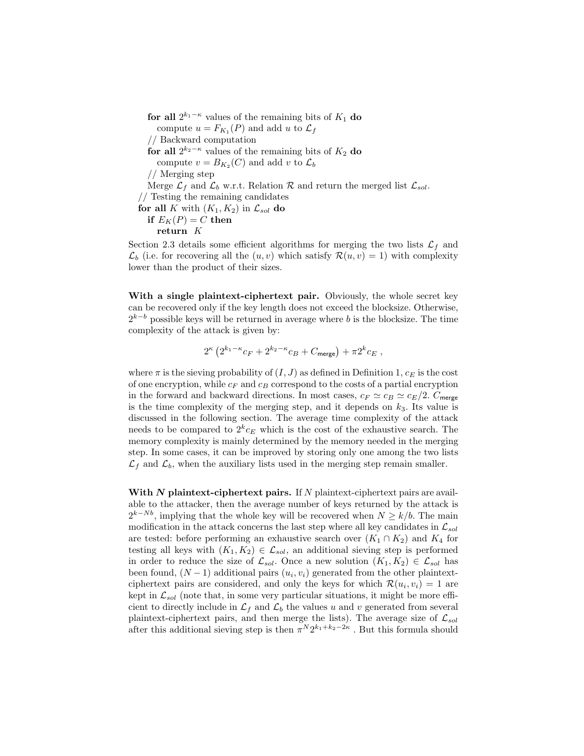```
    for all 2^{k_1-κ} values of the remaining bits of K_1 do
        compute u = F_{K_1}(P) and add u to L_f
    // Backward computation
    for all 2^{k_2-κ} values of the remaining bits of K_2 do
        compute v = B_{K_2}(C) and add v to L_b
    // Merging step
    Merge L_f and L_b w.r.t. Relation R and return the merged list L_sol.
// Testing the remaining candidates
for all K with (K_1, K_2) in L_sol do
    if E_K(P) = C then
        return K
```

Section 2.3 details some efficient algorithms for merging the two lists $\mathcal{L}_f$ and $\mathcal{L}_b$ (i.e. for recovering all the $(u, v)$ which satisfy $\mathcal{R}(u, v) = 1$) with complexity lower than the product of their sizes.

**With a single plaintext-ciphertext pair.** Obviously, the whole secret key can be recovered only if the key length does not exceed the blocksize. Otherwise, $2^{k-b}$ possible keys will be returned in average where $b$ is the blocksize. The time complexity of the attack is given by:

$$2^{\kappa}\left(2^{k_1-\kappa}c_F + 2^{k_2-\kappa}c_B + C_{\mathsf{merge}}\right) + \pi 2^{k}c_E \ ,$$

where $\pi$ is the sieving probability of $(I, J)$ as defined in Definition 1, $c_E$ is the cost of one encryption, while $c_F$ and $c_B$ correspond to the costs of a partial encryption in the forward and backward directions. In most cases, $c_F \simeq c_B \simeq c_E/2$. $C_{\mathsf{merge}}$ is the time complexity of the merging step, and it depends on $k_3$. Its value is discussed in the following section. The average time complexity of the attack needs to be compared to $2^k c_E$ which is the cost of the exhaustive search. The memory complexity is mainly determined by the memory needed in the merging step. In some cases, it can be improved by storing only one among the two lists $\mathcal{L}_f$ and $\mathcal{L}_b$, when the auxiliary lists used in the merging step remain smaller.

***With N* plaintext-ciphertext pairs.** If $N$ plaintext-ciphertext pairs are available to the attacker, then the average number of keys returned by the attack is $2^{k-Nb}$, implying that the whole key will be recovered when $N \geq k/b$. The main modification in the attack concerns the last step where all key candidates in $\mathcal{L}_{sol}$ are tested: before performing an exhaustive search over $(K_1 \cap K_2)$ and $K_4$ for testing all keys with $(K_1, K_2) \in \mathcal{L}_{sol}$, an additional sieving step is performed in order to reduce the size of $\mathcal{L}_{sol}$. Once a new solution $(K_1, K_2) \in \mathcal{L}_{sol}$ has been found, $(N-1)$ additional pairs $(u_i, v_i)$ generated from the other plaintext-ciphertext pairs are considered, and only the keys for which $\mathcal{R}(u_i, v_i) = 1$ are kept in $\mathcal{L}_{sol}$ (note that, in some very particular situations, it might be more efficient to directly include in $\mathcal{L}_f$ and $\mathcal{L}_b$ the values $u$ and $v$ generated from several plaintext-ciphertext pairs, and then merge the lists). The average size of $\mathcal{L}_{sol}$ after this additional sieving step is then $\pi^N 2^{k_1+k_2-2\kappa}$ . But this formula should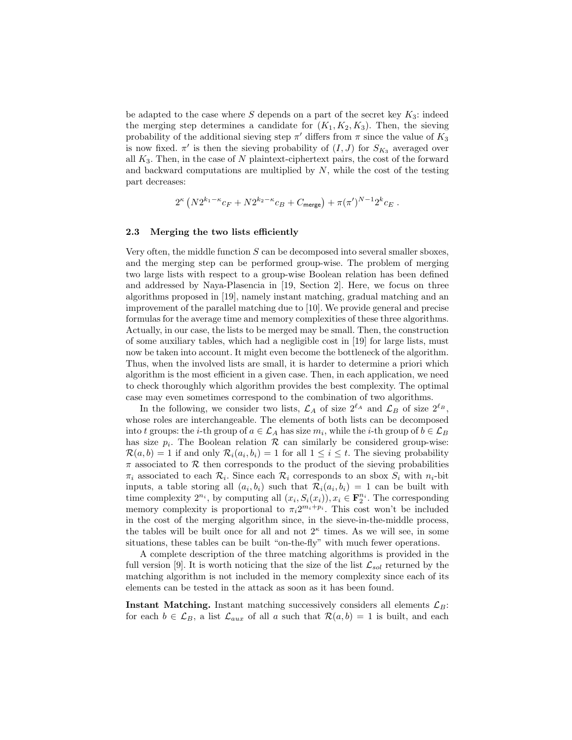be adapted to the case where $S$ depends on a part of the secret key $K_3$: indeed the merging step determines a candidate for $(K_1, K_2, K_3)$. Then, the sieving probability of the additional sieving step $\pi'$ differs from $\pi$ since the value of $K_3$ is now fixed. $\pi'$ is then the sieving probability of $(I, J)$ for $S_{K_3}$ averaged over all $K_3$. Then, in the case of $N$ plaintext-ciphertext pairs, the cost of the forward and backward computations are multiplied by $N$, while the cost of the testing part decreases:

$$2^{\kappa}\left(N2^{k_1-\kappa}c_F + N2^{k_2-\kappa}c_B + C_{\mathsf{merge}}\right) + \pi(\pi')^{N-1}2^{k}c_E \ .$$

### 2.3 Merging the two lists efficiently

Very often, the middle function $S$ can be decomposed into several smaller sboxes, and the merging step can be performed group-wise. The problem of merging two large lists with respect to a group-wise Boolean relation has been defined and addressed by Naya-Plasencia in [19, Section 2]. Here, we focus on three algorithms proposed in [19], namely instant matching, gradual matching and an improvement of the parallel matching due to [10]. We provide general and precise formulas for the average time and memory complexities of these three algorithms. Actually, in our case, the lists to be merged may be small. Then, the construction of some auxiliary tables, which had a negligible cost in [19] for large lists, must now be taken into account. It might even become the bottleneck of the algorithm. Thus, when the involved lists are small, it is harder to determine a priori which algorithm is the most efficient in a given case. Then, in each application, we need to check thoroughly which algorithm provides the best complexity. The optimal case may even sometimes correspond to the combination of two algorithms.

In the following, we consider two lists, $\mathcal{L}_A$ of size $2^{\ell_A}$ and $\mathcal{L}_B$ of size $2^{\ell_B}$, whose roles are interchangeable. The elements of both lists can be decomposed into $t$ groups: the $i$-th group of $a \in \mathcal{L}_A$ has size $m_i$, while the $i$-th group of $b \in \mathcal{L}_B$ has size $p_i$. The Boolean relation $\mathcal{R}$ can similarly be considered group-wise: $\mathcal{R}(a, b) = 1$ if and only $\mathcal{R}_i(a_i, b_i) = 1$ for all $1 \leq i \leq t$. The sieving probability $\pi$ associated to $\mathcal{R}$ then corresponds to the product of the sieving probabilities $\pi_i$ associated to each $\mathcal{R}_i$. Since each $\mathcal{R}_i$ corresponds to an sbox $S_i$ with $n_i$-bit inputs, a table storing all $(a_i, b_i)$ such that $\mathcal{R}_i(a_i, b_i) = 1$ can be built with time complexity $2^{n_i}$, by computing all $(x_i, S_i(x_i)), x_i \in \mathbf{F}_2^{n_i}$. The corresponding memory complexity is proportional to $\pi_i 2^{m_i+p_i}$. This cost won't be included in the cost of the merging algorithm since, in the sieve-in-the-middle process, the tables will be built once for all and not $2^{\kappa}$ times. As we will see, in some situations, these tables can be built "on-the-fly" with much fewer operations.

A complete description of the three matching algorithms is provided in the full version [9]. It is worth noticing that the size of the list $\mathcal{L}_{sol}$ returned by the matching algorithm is not included in the memory complexity since each of its elements can be tested in the attack as soon as it has been found.

**Instant Matching.** Instant matching successively considers all elements $\mathcal{L}_B$: for each $b \in \mathcal{L}_B$, a list $\mathcal{L}_{aux}$ of all $a$ such that $\mathcal{R}(a, b) = 1$ is built, and each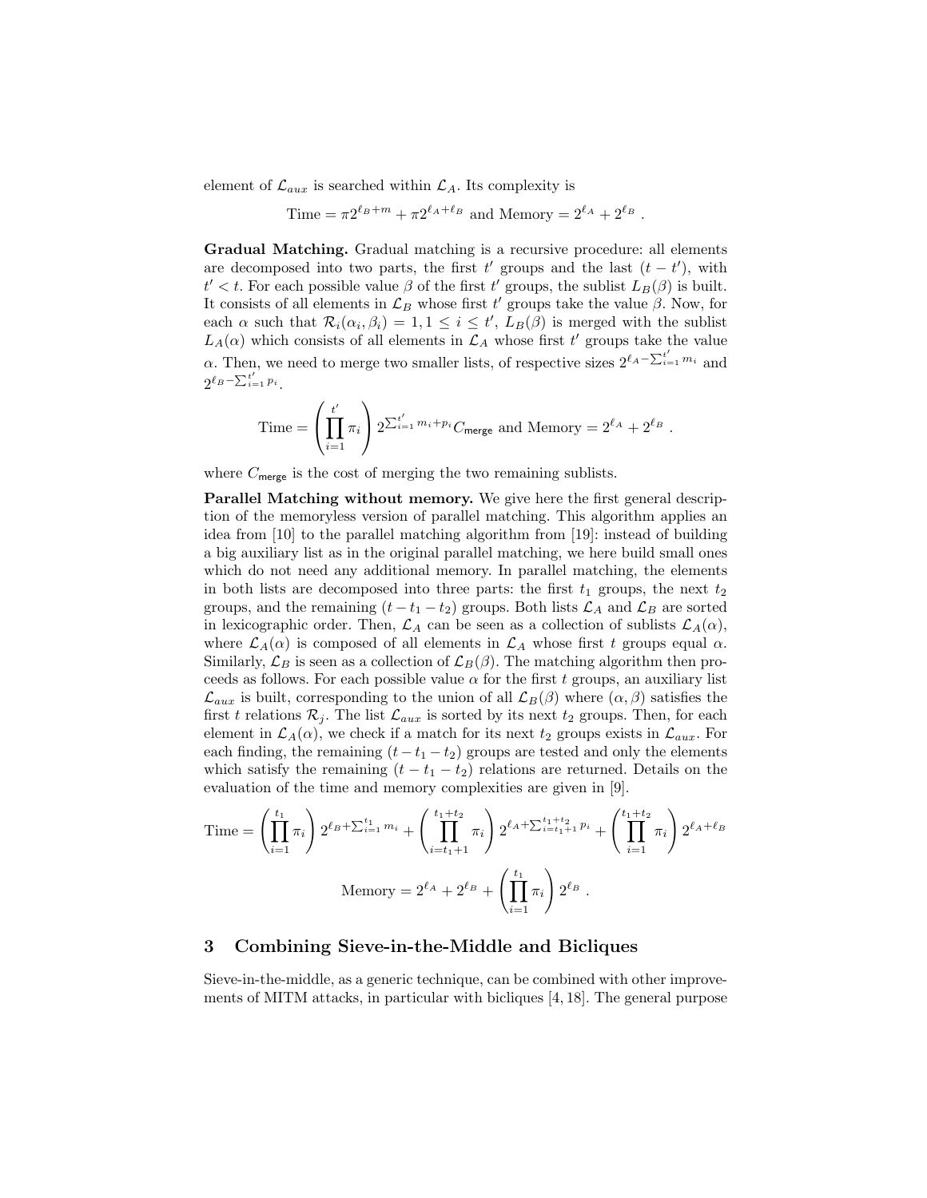element of $\mathcal{L}_{aux}$ is searched within $\mathcal{L}_A$. Its complexity is

$$\text{Time} = \pi 2^{\ell_B + m} + \pi 2^{\ell_A + \ell_B} \text{ and Memory} = 2^{\ell_A} + 2^{\ell_B} .$$

**Gradual Matching.** Gradual matching is a recursive procedure: all elements are decomposed into two parts, the first $t'$ groups and the last $(t - t')$, with $t' < t$. For each possible value $\beta$ of the first $t'$ groups, the sublist $L_B(\beta)$ is built. It consists of all elements in $\mathcal{L}_B$ whose first $t'$ groups take the value $\beta$. Now, for each $\alpha$ such that $\mathcal{R}_i(\alpha_i, \beta_i) = 1, 1 \leq i \leq t'$, $L_B(\beta)$ is merged with the sublist $L_A(\alpha)$ which consists of all elements in $\mathcal{L}_A$ whose first $t'$ groups take the value $\alpha$. Then, we need to merge two smaller lists, of respective sizes $2^{\ell_A - \sum_{i=1}^{t'} m_i}$ and $2^{\ell_B - \sum_{i=1}^{t'} p_i}$.

$$\text{Time} = \left( \prod_{i=1}^{t'} \pi_i \right) 2^{\sum_{i=1}^{t'} m_i + p_i} C_{\mathsf{merge}} \text{ and Memory} = 2^{\ell_A} + 2^{\ell_B} .$$

where $C_{\mathsf{merge}}$ is the cost of merging the two remaining sublists.

**Parallel Matching without memory.** We give here the first general description of the memoryless version of parallel matching. This algorithm applies an idea from [10] to the parallel matching algorithm from [19]: instead of building a big auxiliary list as in the original parallel matching, we here build small ones which do not need any additional memory. In parallel matching, the elements in both lists are decomposed into three parts: the first $t_1$ groups, the next $t_2$ groups, and the remaining $(t - t_1 - t_2)$ groups. Both lists $\mathcal{L}_A$ and $\mathcal{L}_B$ are sorted in lexicographic order. Then, $\mathcal{L}_A$ can be seen as a collection of sublists $\mathcal{L}_A(\alpha)$, where $\mathcal{L}_A(\alpha)$ is composed of all elements in $\mathcal{L}_A$ whose first $t$ groups equal $\alpha$. Similarly, $\mathcal{L}_B$ is seen as a collection of $\mathcal{L}_B(\beta)$. The matching algorithm then proceeds as follows. For each possible value $\alpha$ for the first $t$ groups, an auxiliary list $\mathcal{L}_{aux}$ is built, corresponding to the union of all $\mathcal{L}_B(\beta)$ where $(\alpha, \beta)$ satisfies the first $t$ relations $\mathcal{R}_j$. The list $\mathcal{L}_{aux}$ is sorted by its next $t_2$ groups. Then, for each element in $\mathcal{L}_A(\alpha)$, we check if a match for its next $t_2$ groups exists in $\mathcal{L}_{aux}$. For each finding, the remaining $(t - t_1 - t_2)$ groups are tested and only the elements which satisfy the remaining $(t - t_1 - t_2)$ relations are returned. Details on the evaluation of the time and memory complexities are given in [9].

$$\text{Time} = \left( \prod_{i=1}^{t_1} \pi_i \right) 2^{\ell_B + \sum_{i=1}^{t_1} m_i} + \left( \prod_{i=t_1+1}^{t_1+t_2} \pi_i \right) 2^{\ell_A + \sum_{i=t_1+1}^{t_1+t_2} p_i} + \left( \prod_{i=1}^{t_1+t_2} \pi_i \right) 2^{\ell_A + \ell_B}$$

$$\text{Memory} = 2^{\ell_A} + 2^{\ell_B} + \left( \prod_{i=1}^{t_1} \pi_i \right) 2^{\ell_B} .$$

## 3 Combining Sieve-in-the-Middle and Bicliques

Sieve-in-the-middle, as a generic technique, can be combined with other improvements of MITM attacks, in particular with bicliques [4, 18]. The general purpose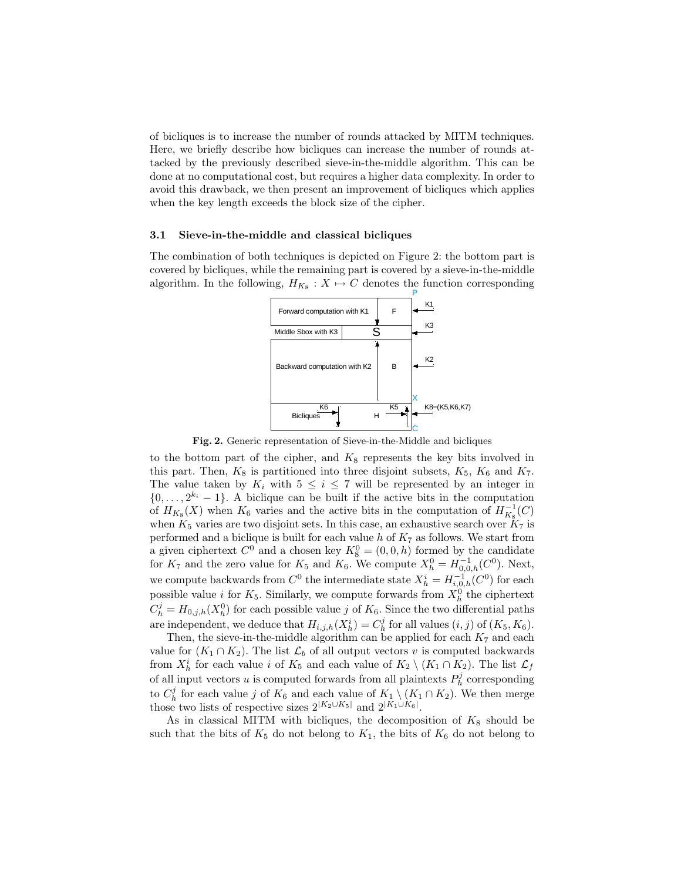of bicliques is to increase the number of rounds attacked by MITM techniques. Here, we briefly describe how bicliques can increase the number of rounds attacked by the previously described sieve-in-the-middle algorithm. This can be done at no computational cost, but requires a higher data complexity. In order to avoid this drawback, we then present an improvement of bicliques which applies when the key length exceeds the block size of the cipher.

### 3.1 Sieve-in-the-middle and classical bicliques

The combination of both techniques is depicted on Figure 2: the bottom part is covered by bicliques, while the remaining part is covered by a sieve-in-the-middle algorithm. In the following, $H_{K_8} : X \mapsto C$ denotes the function corresponding

**Fig. 2.** Generic representation of Sieve-in-the-Middle and bicliques

to the bottom part of the cipher, and $K_8$ represents the key bits involved in this part. Then, $K_8$ is partitioned into three disjoint subsets, $K_5$, $K_6$ and $K_7$. The value taken by $K_i$ with $5 \leq i \leq 7$ will be represented by an integer in $\{0, \dots, 2^{k_i} - 1\}$. A biclique can be built if the active bits in the computation of $H_{K_8}(X)$ when $K_6$ varies and the active bits in the computation of $H^{-1}_{K_8}(C)$ when $K_5$ varies are two disjoint sets. In this case, an exhaustive search over $K_7$ is performed and a biclique is built for each value $h$ of $K_7$ as follows. We start from a given ciphertext $C^0$ and a chosen key $K_8^0 = (0, 0, h)$ formed by the candidate for $K_7$ and the zero value for $K_5$ and $K_6$. We compute $X_h^0 = H^{-1}_{0,0,h}(C^0)$. Next, we compute backwards from $C^0$ the intermediate state $X_h^i = H^{-1}_{i,0,h}(C^0)$ for each possible value $i$ for $K_5$. Similarly, we compute forwards from $X_h^0$ the ciphertext $C_h^j = H_{0,j,h}(X_h^0)$ for each possible value $j$ of $K_6$. Since the two differential paths are independent, we deduce that $H_{i,j,h}(X_h^i) = C_h^j$ for all values $(i, j)$ of $(K_5, K_6)$.

Then, the sieve-in-the-middle algorithm can be applied for each $K_7$ and each value for $(K_1 \cap K_2)$. The list $\mathcal{L}_b$ of all output vectors $v$ is computed backwards from $X_h^i$ for each value $i$ of $K_5$ and each value of $K_2 \setminus (K_1 \cap K_2)$. The list $\mathcal{L}_f$ of all input vectors $u$ is computed forwards from all plaintexts $P_h^j$ corresponding to $C_h^j$ for each value $j$ of $K_6$ and each value of $K_1 \setminus (K_1 \cap K_2)$. We then merge those two lists of respective sizes $2^{|K_2 \cup K_5|}$ and $2^{|K_1 \cup K_6|}$.

As in classical MITM with bicliques, the decomposition of $K_8$ should be such that the bits of $K_5$ do not belong to $K_1$, the bits of $K_6$ do not belong to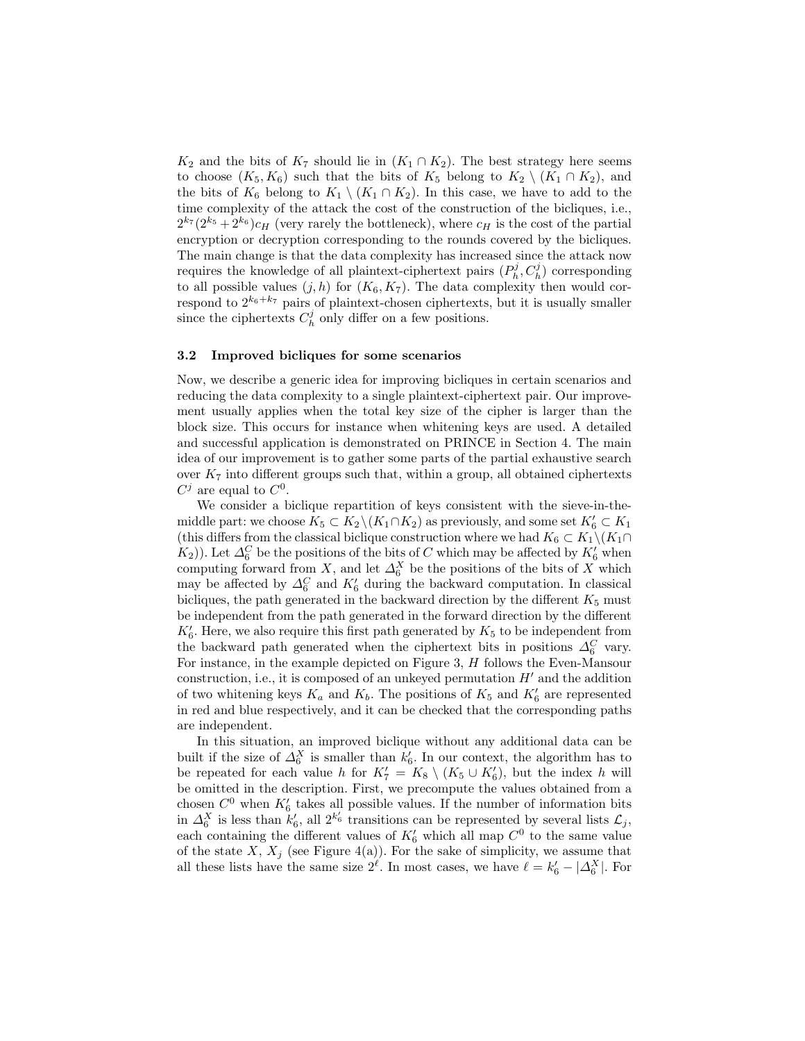$K_2$ and the bits of $K_7$ should lie in $(K_1 \cap K_2)$. The best strategy here seems to choose $(K_5, K_6)$ such that the bits of $K_5$ belong to $K_2 \setminus (K_1 \cap K_2)$, and the bits of $K_6$ belong to $K_1 \setminus (K_1 \cap K_2)$. In this case, we have to add to the time complexity of the attack the cost of the construction of the bicliques, i.e., $2^{k_7}(2^{k_5} + 2^{k_6})c_H$ (very rarely the bottleneck), where $c_H$ is the cost of the partial encryption or decryption corresponding to the rounds covered by the bicliques. The main change is that the data complexity has increased since the attack now requires the knowledge of all plaintext-ciphertext pairs $(P_h^j, C_h^j)$ corresponding to all possible values $(j, h)$ for $(K_6, K_7)$. The data complexity then would correspond to $2^{k_6+k_7}$ pairs of plaintext-chosen ciphertexts, but it is usually smaller since the ciphertexts $C_h^j$ only differ on a few positions.

### 3.2 Improved bicliques for some scenarios

Now, we describe a generic idea for improving bicliques in certain scenarios and reducing the data complexity to a single plaintext-ciphertext pair. Our improvement usually applies when the total key size of the cipher is larger than the block size. This occurs for instance when whitening keys are used. A detailed and successful application is demonstrated on PRINCE in Section 4. The main idea of our improvement is to gather some parts of the partial exhaustive search over $K_7$ into different groups such that, within a group, all obtained ciphertexts $C^j$ are equal to $C^0$.

We consider a biclique repartition of keys consistent with the sieve-in-the-middle part: we choose $K_5 \subset K_2 \setminus (K_1 \cap K_2)$ as previously, and some set $K_6' \subset K_1$ (this differs from the classical biclique construction where we had $K_6 \subset K_1 \setminus (K_1 \cap K_2)$). Let $\Delta_6^C$ be the positions of the bits of $C$ which may be affected by $K_6'$ when computing forward from $X$, and let $\Delta_6^X$ be the positions of the bits of $X$ which may be affected by $\Delta_6^C$ and $K_6'$ during the backward computation. In classical bicliques, the path generated in the backward direction by the different $K_5$ must be independent from the path generated in the forward direction by the different $K_6'$. Here, we also require this first path generated by $K_5$ to be independent from the backward path generated when the ciphertext bits in positions $\Delta_6^C$ vary. For instance, in the example depicted on Figure 3, $H$ follows the Even-Mansour construction, i.e., it is composed of an unkeyed permutation $H'$ and the addition of two whitening keys $K_a$ and $K_b$. The positions of $K_5$ and $K_6'$ are represented in red and blue respectively, and it can be checked that the corresponding paths are independent.

In this situation, an improved biclique without any additional data can be built if the size of $\Delta_6^X$ is smaller than $k_6'$. In our context, the algorithm has to be repeated for each value $h$ for $K_7' = K_8 \setminus (K_5 \cup K_6')$, but the index $h$ will be omitted in the description. First, we precompute the values obtained from a chosen $C^0$ when $K_6'$ takes all possible values. If the number of information bits in $\Delta_6^X$ is less than $k_6'$, all $2^{k_6'}$ transitions can be represented by several lists $\mathcal{L}_j$, each containing the different values of $K_6'$ which all map $C^0$ to the same value of the state $X$, $X_j$ (see Figure 4(a)). For the sake of simplicity, we assume that all these lists have the same size $2^\ell$. In most cases, we have $\ell = k_6' - |\Delta_6^X|$. For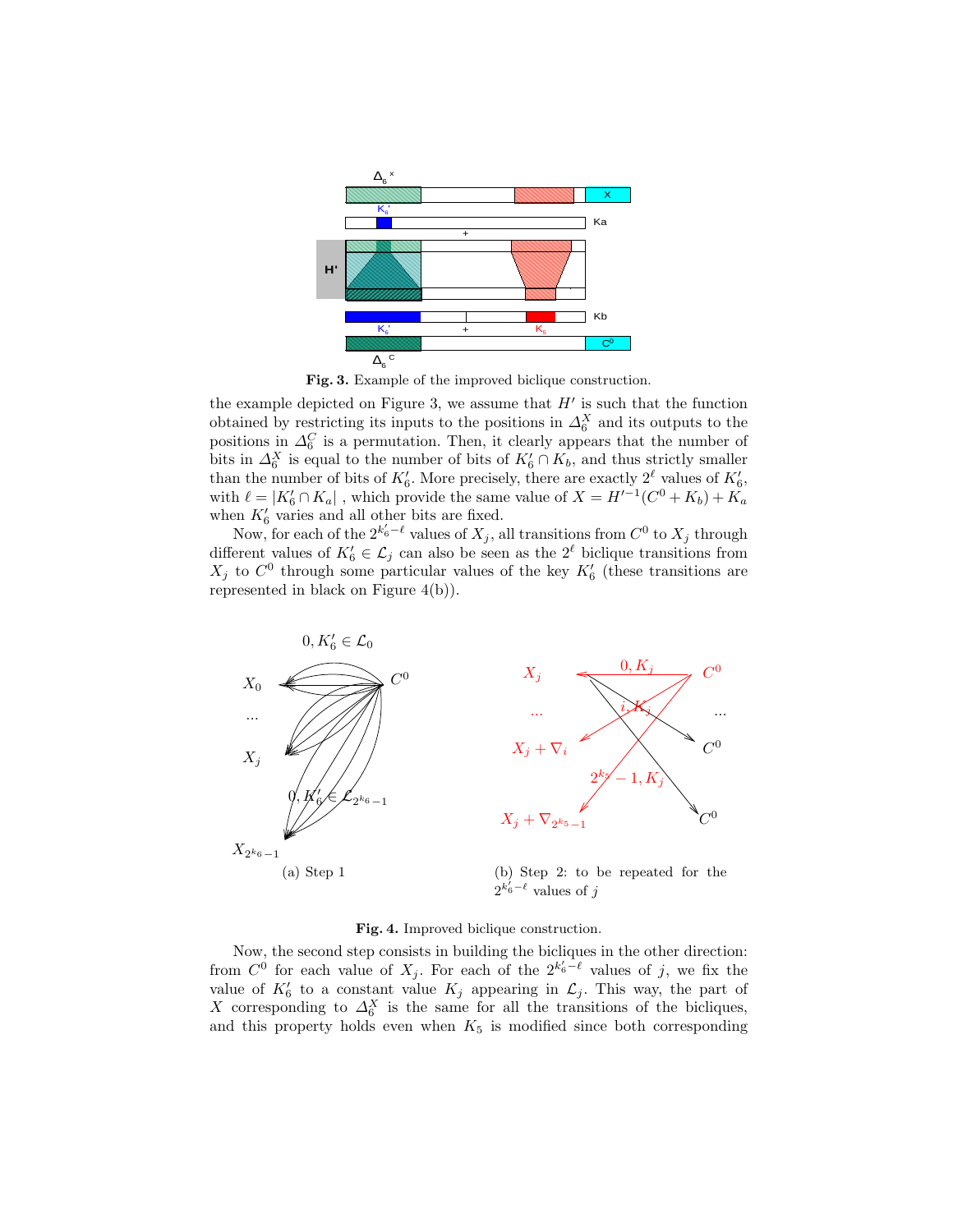**Fig. 3.** Example of the improved biclique construction.

the example depicted on Figure 3, we assume that $H'$ is such that the function obtained by restricting its inputs to the positions in $\Delta_6^X$ and its outputs to the positions in $\Delta_6^C$ is a permutation. Then, it clearly appears that the number of bits in $\Delta_6^X$ is equal to the number of bits of $K_6' \cap K_b$, and thus strictly smaller than the number of bits of $K_6'$. More precisely, there are exactly $2^\ell$ values of $K_6'$, with $\ell = |K_6' \cap K_a|$ , which provide the same value of $X = H'^{-1}(C^0 + K_b) + K_a$ when $K_6'$ varies and all other bits are fixed.

Now, for each of the $2^{k_6'-\ell}$ values of $X_j$, all transitions from $C^0$ to $X_j$ through different values of $K_6' \in \mathcal{L}_j$ can also be seen as the $2^\ell$ biclique transitions from $X_j$ to $C^0$ through some particular values of the key $K_6'$ (these transitions are represented in black on Figure 4(b)).

(a) Step 1

(b) Step 2: to be repeated for the $2^{k_6'-\ell}$ values of $j$

**Fig. 4.** Improved biclique construction.

Now, the second step consists in building the bicliques in the other direction: from $C^0$ for each value of $X_j$. For each of the $2^{k_6'-\ell}$ values of $j$, we fix the value of $K_6'$ to a constant value $K_j$ appearing in $\mathcal{L}_j$. This way, the part of $X$ corresponding to $\Delta_6^X$ is the same for all the transitions of the bicliques, and this property holds even when $K_5$ is modified since both corresponding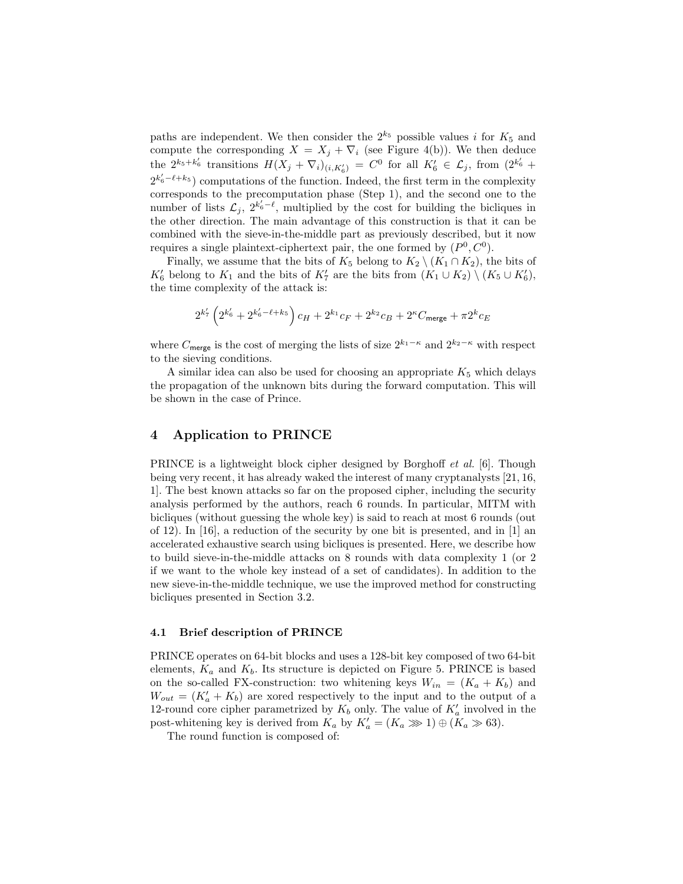paths are independent. We then consider the $2^{k_5}$ possible values $i$ for $K_5$ and compute the corresponding $X = X_j + \nabla_i$ (see Figure 4(b)). We then deduce the $2^{k_5+k_6'}$ transitions $H(X_j + \nabla_i)_{(i,K_6')} = C^0$ for all $K_6' \in \mathcal{L}_j$, from $(2^{k_6'} + 2^{k_6'-\ell+k_5})$ computations of the function. Indeed, the first term in the complexity corresponds to the precomputation phase (Step 1), and the second one to the number of lists $\mathcal{L}_j$, $2^{k_6'-\ell}$, multiplied by the cost for building the bicliques in the other direction. The main advantage of this construction is that it can be combined with the sieve-in-the-middle part as previously described, but it now requires a single plaintext-ciphertext pair, the one formed by $(P^0, C^0)$.

Finally, we assume that the bits of $K_5$ belong to $K_2 \setminus (K_1 \cap K_2)$, the bits of $K_6'$ belong to $K_1$ and the bits of $K_7'$ are the bits from $(K_1 \cup K_2) \setminus (K_5 \cup K_6')$, the time complexity of the attack is:

$$2^{k_7'}\left(2^{k_6'} + 2^{k_6'-\ell+k_5}\right)c_H + 2^{k_1}c_F + 2^{k_2}c_B + 2^{\kappa}C_{\mathsf{merge}} + \pi 2^{k}c_E$$

where $C_{\mathsf{merge}}$ is the cost of merging the lists of size $2^{k_1-\kappa}$ and $2^{k_2-\kappa}$ with respect to the sieving conditions.

A similar idea can also be used for choosing an appropriate $K_5$ which delays the propagation of the unknown bits during the forward computation. This will be shown in the case of Prince.

## 4 Application to PRINCE

PRINCE is a lightweight block cipher designed by Borghoff *et al.* [6]. Though being very recent, it has already waked the interest of many cryptanalysts [21, 16, 1]. The best known attacks so far on the proposed cipher, including the security analysis performed by the authors, reach 6 rounds. In particular, MITM with bicliques (without guessing the whole key) is said to reach at most 6 rounds (out of 12). In [16], a reduction of the security by one bit is presented, and in [1] an accelerated exhaustive search using bicliques is presented. Here, we describe how to build sieve-in-the-middle attacks on 8 rounds with data complexity 1 (or 2 if we want to the whole key instead of a set of candidates). In addition to the new sieve-in-the-middle technique, we use the improved method for constructing bicliques presented in Section 3.2.

### 4.1 Brief description of PRINCE

PRINCE operates on 64-bit blocks and uses a 128-bit key composed of two 64-bit elements, $K_a$ and $K_b$. Its structure is depicted on Figure 5. PRINCE is based on the so-called FX-construction: two whitening keys $W_{in} = (K_a + K_b)$ and $W_{out} = (K_a' + K_b)$ are xored respectively to the input and to the output of a 12-round core cipher parametrized by $K_b$ only. The value of $K_a'$ involved in the post-whitening key is derived from $K_a$ by $K_a' = (K_a \ggg 1) \oplus (K_a \gg 63)$.

The round function is composed of: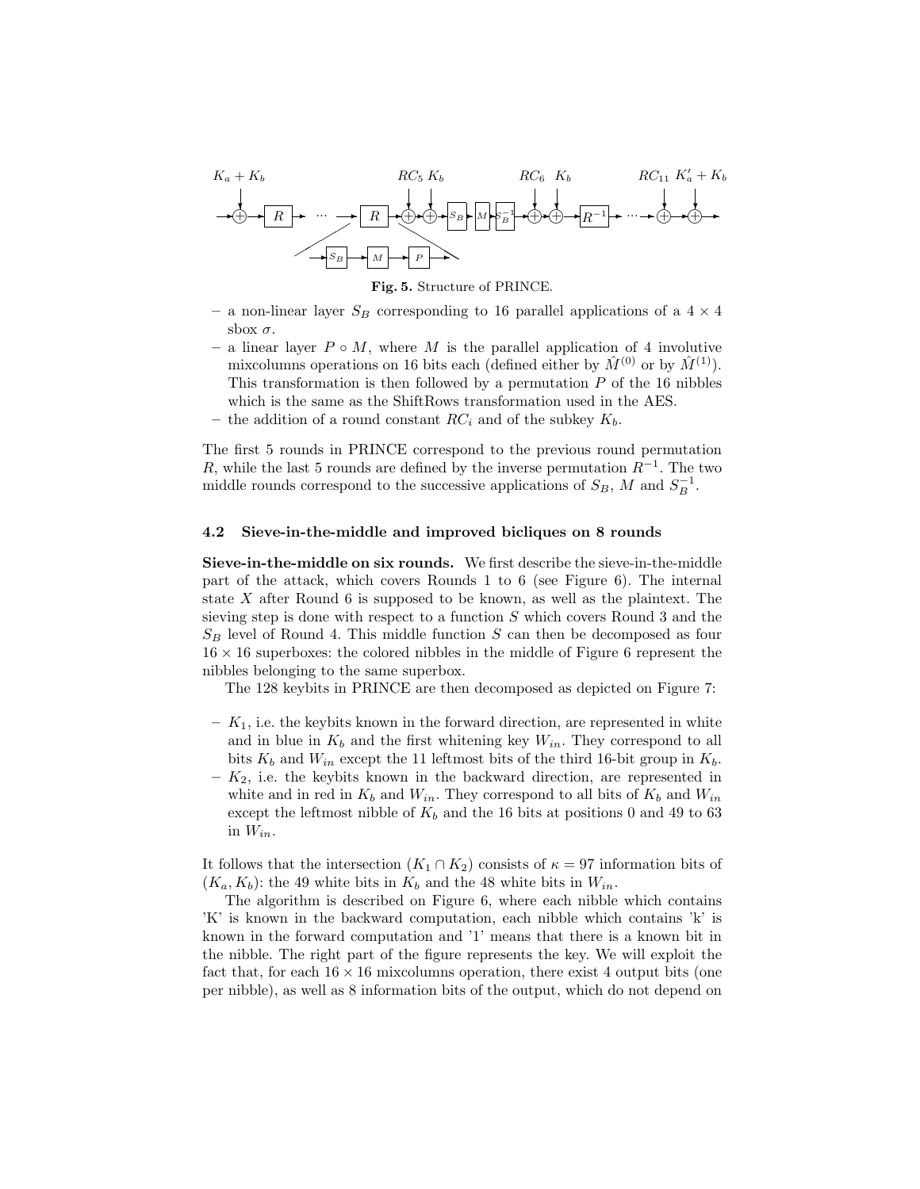**Fig. 5.** Structure of PRINCE.

- a non-linear layer $S_B$ corresponding to 16 parallel applications of a $4 \times 4$ sbox $\sigma$.
- a linear layer $P \circ M$, where $M$ is the parallel application of 4 involutive mixcolumns operations on 16 bits each (defined either by $\hat{M}^{(0)}$ or by $\hat{M}^{(1)}$). This transformation is then followed by a permutation $P$ of the 16 nibbles which is the same as the ShiftRows transformation used in the AES.
- the addition of a round constant $RC_i$ and of the subkey $K_b$.

The first 5 rounds in PRINCE correspond to the previous round permutation $R$, while the last 5 rounds are defined by the inverse permutation $R^{-1}$. The two middle rounds correspond to the successive applications of $S_B$, $M$ and $S_B^{-1}$.

### 4.2 Sieve-in-the-middle and improved bicliques on 8 rounds

**Sieve-in-the-middle on six rounds.** We first describe the sieve-in-the-middle part of the attack, which covers Rounds 1 to 6 (see Figure 6). The internal state $X$ after Round 6 is supposed to be known, as well as the plaintext. The sieving step is done with respect to a function $S$ which covers Round 3 and the $S_B$ level of Round 4. This middle function $S$ can then be decomposed as four $16 \times 16$ superboxes: the colored nibbles in the middle of Figure 6 represent the nibbles belonging to the same superbox.

The 128 keybits in PRINCE are then decomposed as depicted on Figure 7:

- $K_1$, i.e. the keybits known in the forward direction, are represented in white and in blue in $K_b$ and the first whitening key $W_{in}$. They correspond to all bits $K_b$ and $W_{in}$ except the 11 leftmost bits of the third 16-bit group in $K_b$.
- $K_2$, i.e. the keybits known in the backward direction, are represented in white and in red in $K_b$ and $W_{in}$. They correspond to all bits of $K_b$ and $W_{in}$ except the leftmost nibble of $K_b$ and the 16 bits at positions 0 and 49 to 63 in $W_{in}$.

It follows that the intersection $(K_1 \cap K_2)$ consists of $\kappa = 97$ information bits of $(K_a, K_b)$: the 49 white bits in $K_b$ and the 48 white bits in $W_{in}$.

The algorithm is described on Figure 6, where each nibble which contains 'K' is known in the backward computation, each nibble which contains 'k' is known in the forward computation and '1' means that there is a known bit in the nibble. The right part of the figure represents the key. We will exploit the fact that, for each $16 \times 16$ mixcolumns operation, there exist 4 output bits (one per nibble), as well as 8 information bits of the output, which do not depend on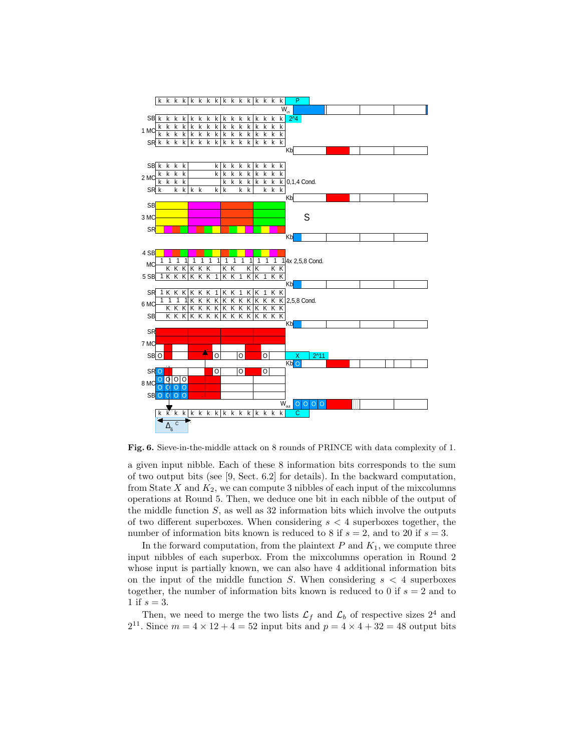**Fig. 6.** Sieve-in-the-middle attack on 8 rounds of PRINCE with data complexity of 1.

a given input nibble. Each of these 8 information bits corresponds to the sum of two output bits (see [9, Sect. 6.2] for details). In the backward computation, from State $X$ and $K_2$, we can compute 3 nibbles of each input of the mixcolumns operations at Round 5. Then, we deduce one bit in each nibble of the output of the middle function $S$, as well as 32 information bits which involve the outputs of two different superboxes. When considering $s < 4$ superboxes together, the number of information bits known is reduced to 8 if $s = 2$, and to 20 if $s = 3$.

In the forward computation, from the plaintext $P$ and $K_1$, we compute three input nibbles of each superbox. From the mixcolumns operation in Round 2 whose input is partially known, we can also have 4 additional information bits on the input of the middle function $S$. When considering $s < 4$ superboxes together, the number of information bits known is reduced to 0 if $s = 2$ and to 1 if $s = 3$.

Then, we need to merge the two lists $\mathcal{L}_f$ and $\mathcal{L}_b$ of respective sizes $2^4$ and $2^{11}$. Since $m = 4 \times 12 + 4 = 52$ input bits and $p = 4 \times 4 + 32 = 48$ output bits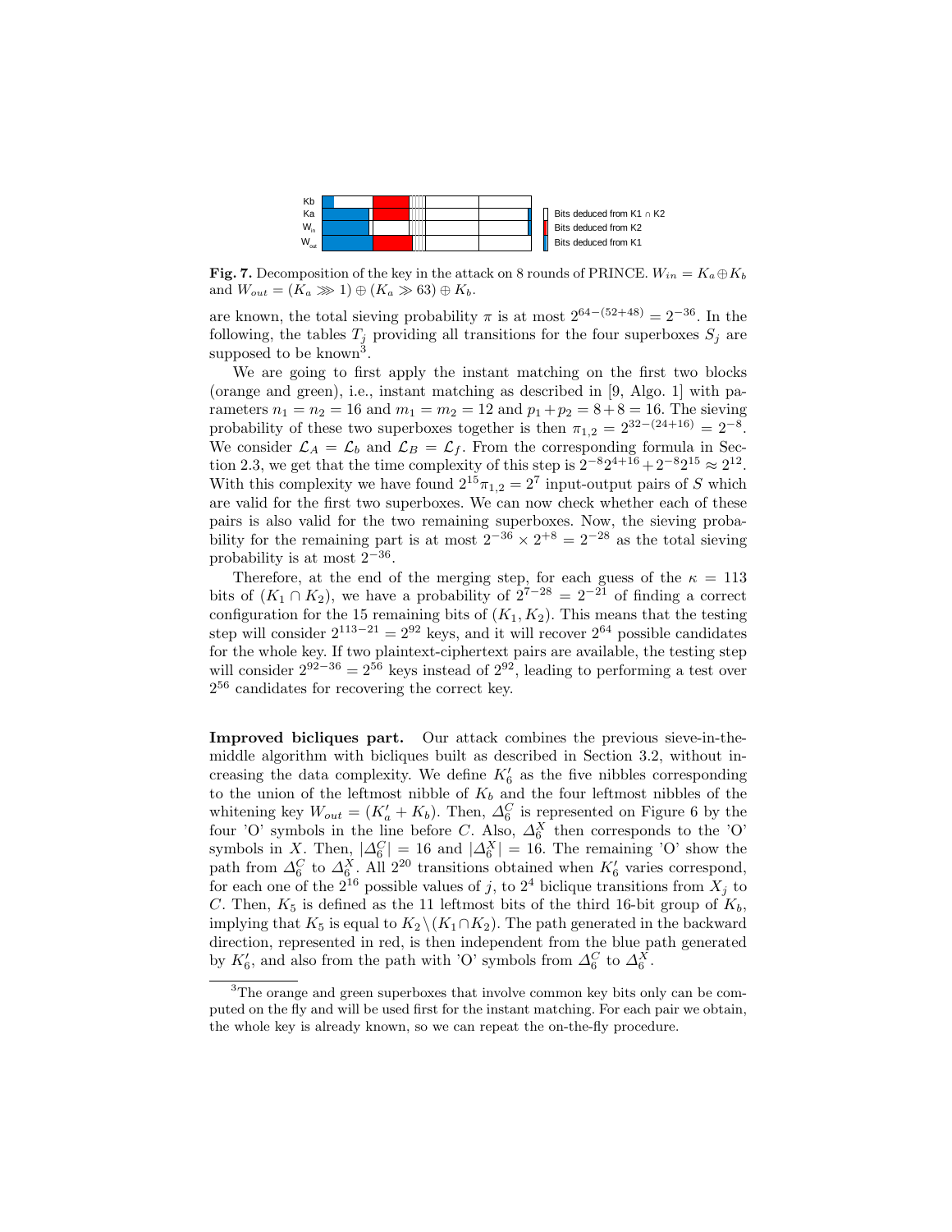**Fig. 7.** Decomposition of the key in the attack on 8 rounds of PRINCE. $W_{in} = K_a \oplus K_b$ and $W_{out} = (K_a \ggg 1) \oplus (K_a \gg 63) \oplus K_b$.

are known, the total sieving probability $\pi$ is at most $2^{64-(52+48)} = 2^{-36}$. In the following, the tables $T_j$ providing all transitions for the four superboxes $S_j$ are supposed to be known[3].

We are going to first apply the instant matching on the first two blocks (orange and green), i.e., instant matching as described in [9, Algo. 1] with parameters $n_1 = n_2 = 16$ and $m_1 = m_2 = 12$ and $p_1 + p_2 = 8 + 8 = 16$. The sieving probability of these two superboxes together is then $\pi_{1,2} = 2^{32-(24+16)} = 2^{-8}$. We consider $\mathcal{L}_A = \mathcal{L}_b$ and $\mathcal{L}_B = \mathcal{L}_f$. From the corresponding formula in Section 2.3, we get that the time complexity of this step is $2^{-8}2^{4+16} + 2^{-8}2^{15} \approx 2^{12}$. With this complexity we have found $2^{15}\pi_{1,2} = 2^7$ input-output pairs of $S$ which are valid for the first two superboxes. We can now check whether each of these pairs is also valid for the two remaining superboxes. Now, the sieving probability for the remaining part is at most $2^{-36} \times 2^{+8} = 2^{-28}$ as the total sieving probability is at most $2^{-36}$.

Therefore, at the end of the merging step, for each guess of the $\kappa = 113$ bits of $(K_1 \cap K_2)$, we have a probability of $2^{7-28} = 2^{-21}$ of finding a correct configuration for the 15 remaining bits of $(K_1, K_2)$. This means that the testing step will consider $2^{113-21} = 2^{92}$ keys, and it will recover $2^{64}$ possible candidates for the whole key. If two plaintext-ciphertext pairs are available, the testing step will consider $2^{92-36} = 2^{56}$ keys instead of $2^{92}$, leading to performing a test over $2^{56}$ candidates for recovering the correct key.

**Improved bicliques part.** Our attack combines the previous sieve-in-the-middle algorithm with bicliques built as described in Section 3.2, without increasing the data complexity. We define $K'_6$ as the five nibbles corresponding to the union of the leftmost nibble of $K_b$ and the four leftmost nibbles of the whitening key $W_{out} = (K'_a + K_b)$. Then, $\Delta_6^C$ is represented on Figure 6 by the four 'O' symbols in the line before $C$. Also, $\Delta_6^X$ then corresponds to the 'O' symbols in $X$. Then, $|\Delta_6^C| = 16$ and $|\Delta_6^X| = 16$. The remaining 'O' show the path from $\Delta_6^C$ to $\Delta_6^X$. All $2^{20}$ transitions obtained when $K'_6$ varies correspond, for each one of the $2^{16}$ possible values of $j$, to $2^4$ biclique transitions from $X_j$ to $C$. Then, $K_5$ is defined as the 11 leftmost bits of the third 16-bit group of $K_b$, implying that $K_5$ is equal to $K_2 \setminus (K_1 \cap K_2)$. The path generated in the backward direction, represented in red, is then independent from the blue path generated by $K'_6$, and also from the path with 'O' symbols from $\Delta_6^C$ to $\Delta_6^X$.

[3]The orange and green superboxes that involve common key bits only can be computed on the fly and will be used first for the instant matching. For each pair we obtain, the whole key is already known, so we can repeat the on-the-fly procedure.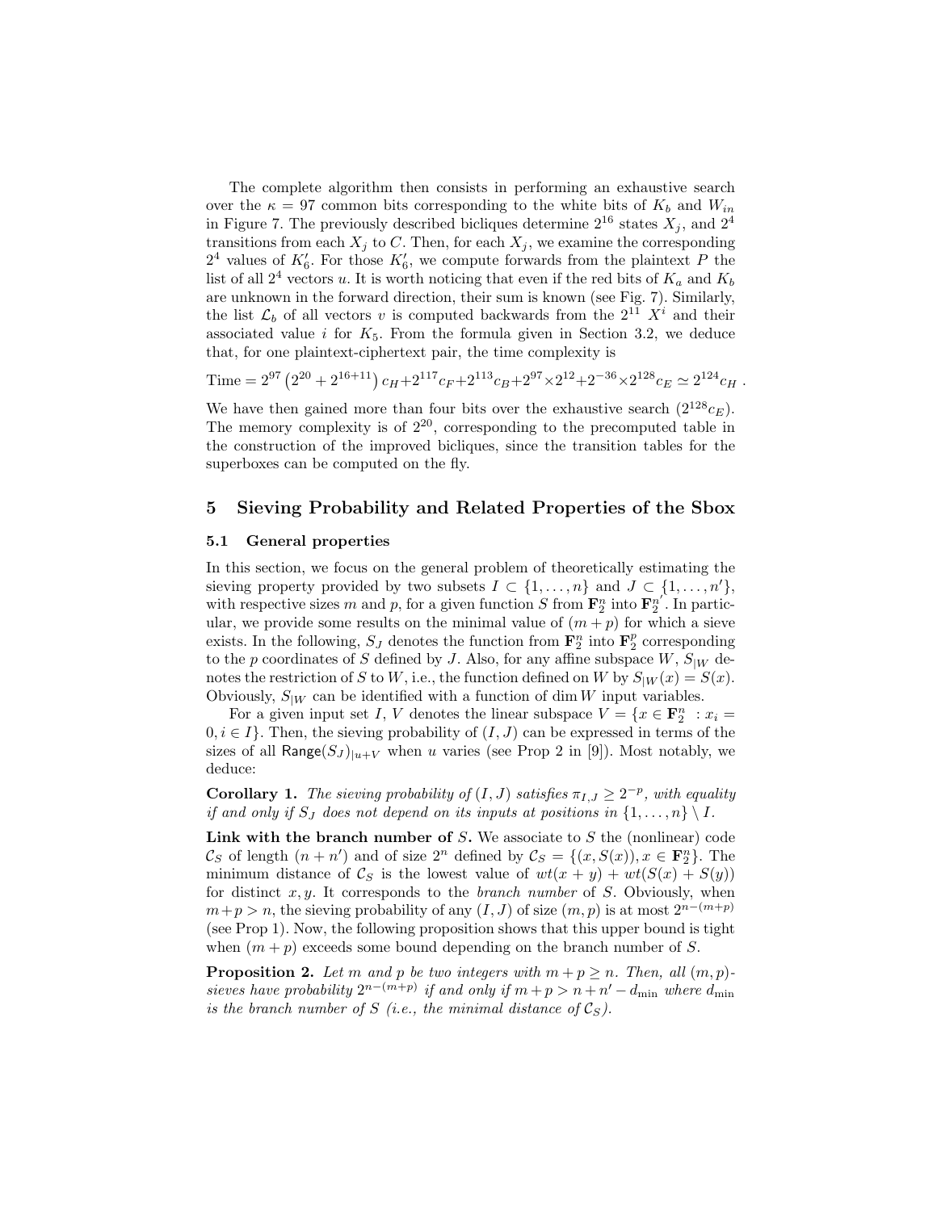The complete algorithm then consists in performing an exhaustive search over the $\kappa = 97$ common bits corresponding to the white bits of $K_b$ and $W_{in}$ in Figure 7. The previously described bicliques determine $2^{16}$ states $X_j$, and $2^4$ transitions from each $X_j$ to $C$. Then, for each $X_j$, we examine the corresponding $2^4$ values of $K'_6$. For those $K'_6$, we compute forwards from the plaintext $P$ the list of all $2^4$ vectors $u$. It is worth noticing that even if the red bits of $K_a$ and $K_b$ are unknown in the forward direction, their sum is known (see Fig. 7). Similarly, the list $\mathcal{L}_b$ of all vectors $v$ is computed backwards from the $2^{11}$ $X^i$ and their associated value $i$ for $K_5$. From the formula given in Section 3.2, we deduce that, for one plaintext-ciphertext pair, the time complexity is

$$\text{Time} = 2^{97}\left(2^{20} + 2^{16+11}\right)c_H + 2^{117}c_F + 2^{113}c_B + 2^{97}\times 2^{12} + 2^{-36}\times 2^{128}c_E \simeq 2^{124}c_H \ .$$

We have then gained more than four bits over the exhaustive search ($2^{128}c_E$). The memory complexity is of $2^{20}$, corresponding to the precomputed table in the construction of the improved bicliques, since the transition tables for the superboxes can be computed on the fly.

## 5 Sieving Probability and Related Properties of the Sbox

### 5.1 General properties

In this section, we focus on the general problem of theoretically estimating the sieving property provided by two subsets $I \subset \{1, \dots, n\}$ and $J \subset \{1, \dots, n'\}$, with respective sizes $m$ and $p$, for a given function $S$ from $\mathbf{F}_2^n$ into $\mathbf{F}_2^{n'}$. In particular, we provide some results on the minimal value of $(m + p)$ for which a sieve exists. In the following, $S_J$ denotes the function from $\mathbf{F}_2^n$ into $\mathbf{F}_2^p$ corresponding to the $p$ coordinates of $S$ defined by $J$. Also, for any affine subspace $W$, $S_{|W}$ denotes the restriction of $S$ to $W$, i.e., the function defined on $W$ by $S_{|W}(x) = S(x)$. Obviously, $S_{|W}$ can be identified with a function of $\dim W$ input variables.

For a given input set $I$, $V$ denotes the linear subspace $V = \{x \in \mathbf{F}_2^n : x_i = 0, i \in I\}$. Then, the sieving probability of $(I, J)$ can be expressed in terms of the sizes of all $\mathsf{Range}(S_J)_{|u+V}$ when $u$ varies (see Prop 2 in [9]). Most notably, we deduce:

**Corollary 1.** *The sieving probability of $(I, J)$ satisfies $\pi_{I,J} \geq 2^{-p}$, with equality if and only if $S_J$ does not depend on its inputs at positions in $\{1, \dots, n\} \setminus I$.*

**Link with the branch number of $S$.** We associate to $S$ the (nonlinear) code $\mathcal{C}_S$ of length $(n + n')$ and of size $2^n$ defined by $\mathcal{C}_S = \{(x, S(x)), x \in \mathbf{F}_2^n\}$. The minimum distance of $\mathcal{C}_S$ is the lowest value of $wt(x + y) + wt(S(x) + S(y))$ for distinct $x, y$. It corresponds to the *branch number* of $S$. Obviously, when $m + p > n$, the sieving probability of any $(I, J)$ of size $(m, p)$ is at most $2^{n-(m+p)}$ (see Prop 1). Now, the following proposition shows that this upper bound is tight when $(m + p)$ exceeds some bound depending on the branch number of $S$.

**Proposition 2.** *Let $m$ and $p$ be two integers with $m + p \geq n$. Then, all $(m, p)$-sieves have probability $2^{n-(m+p)}$ if and only if $m + p > n + n' - d_{\min}$ where $d_{\min}$ is the branch number of $S$ (i.e., the minimal distance of $\mathcal{C}_S$).*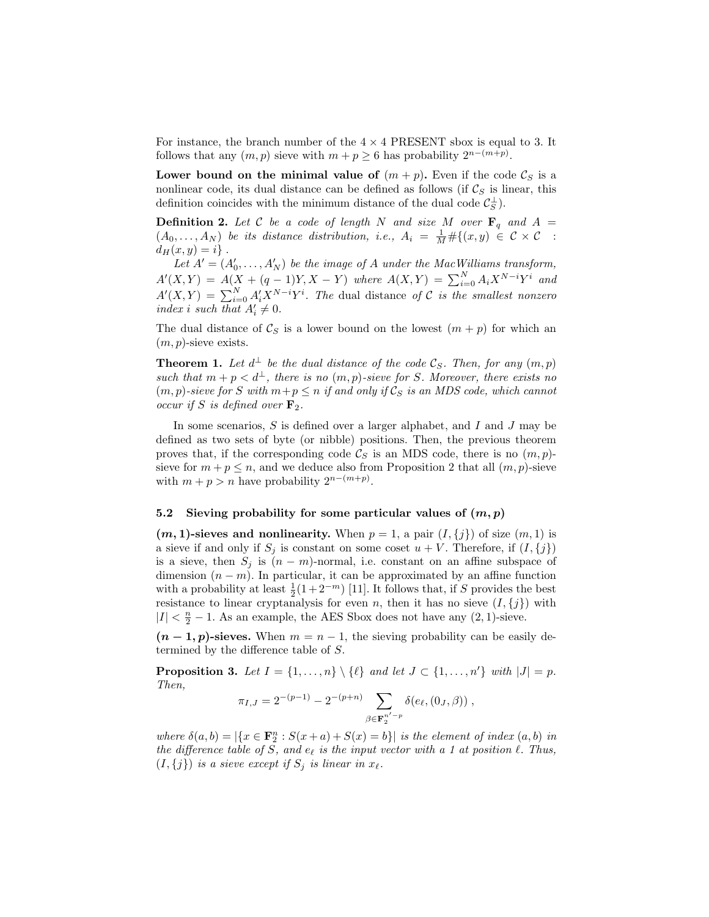For instance, the branch number of the $4 \times 4$ PRESENT sbox is equal to 3. It follows that any $(m, p)$ sieve with $m + p \geq 6$ has probability $2^{n-(m+p)}$.

**Lower bound on the minimal value of $(m + p)$.** Even if the code $\mathcal{C}_S$ is a nonlinear code, its dual distance can be defined as follows (if $\mathcal{C}_S$ is linear, this definition coincides with the minimum distance of the dual code $\mathcal{C}_S^\perp$).

**Definition 2.** *Let $\mathcal{C}$ be a code of length $N$ and size $M$ over $\mathbf{F}_q$ and $A = (A_0, \ldots, A_N)$ be its distance distribution, i.e., $A_i = \frac{1}{M}\#\{(x, y) \in \mathcal{C} \times \mathcal{C} : d_H(x, y) = i\}$ .*

*Let $A' = (A'_0, \ldots, A'_N)$ be the image of $A$ under the MacWilliams transform, $A'(X, Y) = A(X + (q-1)Y, X - Y)$ where $A(X, Y) = \sum_{i=0}^{N} A_i X^{N-i} Y^i$ and $A'(X, Y) = \sum_{i=0}^{N} A'_i X^{N-i} Y^i$. The* dual distance *of $\mathcal{C}$ is the smallest nonzero index $i$ such that $A'_i \neq 0$.*

The dual distance of $\mathcal{C}_S$ is a lower bound on the lowest $(m + p)$ for which an $(m, p)$-sieve exists.

**Theorem 1.** *Let $d^\perp$ be the dual distance of the code $\mathcal{C}_S$. Then, for any $(m, p)$ such that $m + p < d^\perp$, there is no $(m, p)$-sieve for $S$. Moreover, there exists no $(m, p)$-sieve for $S$ with $m + p \leq n$ if and only if $\mathcal{C}_S$ is an MDS code, which cannot occur if $S$ is defined over $\mathbf{F}_2$.*

In some scenarios, $S$ is defined over a larger alphabet, and $I$ and $J$ may be defined as two sets of byte (or nibble) positions. Then, the previous theorem proves that, if the corresponding code $\mathcal{C}_S$ is an MDS code, there is no $(m, p)$-sieve for $m + p \leq n$, and we deduce also from Proposition 2 that all $(m, p)$-sieve with $m + p > n$ have probability $2^{n-(m+p)}$.

### 5.2 Sieving probability for some particular values of $(m, p)$

**$(m, 1)$-sieves and nonlinearity.** When $p = 1$, a pair $(I, \{j\})$ of size $(m, 1)$ is a sieve if and only if $S_j$ is constant on some coset $u + V$. Therefore, if $(I, \{j\})$ is a sieve, then $S_j$ is $(n - m)$-normal, i.e. constant on an affine subspace of dimension $(n - m)$. In particular, it can be approximated by an affine function with a probability at least $\frac{1}{2}(1 + 2^{-m})$ [11]. It follows that, if $S$ provides the best resistance to linear cryptanalysis for even $n$, then it has no sieve $(I, \{j\})$ with $|I| < \frac{n}{2} - 1$. As an example, the AES Sbox does not have any $(2, 1)$-sieve.

**$(n - 1, p)$-sieves.** When $m = n - 1$, the sieving probability can be easily determined by the difference table of $S$.

**Proposition 3.** *Let $I = \{1, \ldots, n\} \setminus \{\ell\}$ and let $J \subset \{1, \ldots, n'\}$ with $|J| = p$. Then,*

$$\pi_{I,J} = 2^{-(p-1)} - 2^{-(p+n)} \sum_{\beta \in \mathbf{F}_2^{n'-p}} \delta(e_\ell, (0_J, \beta)) ,$$

*where $\delta(a, b) = |\{x \in \mathbf{F}_2^n : S(x + a) + S(x) = b\}|$ is the element of index $(a, b)$ in the difference table of $S$, and $e_\ell$ is the input vector with a 1 at position $\ell$. Thus, $(I, \{j\})$ is a sieve except if $S_j$ is linear in $x_\ell$.*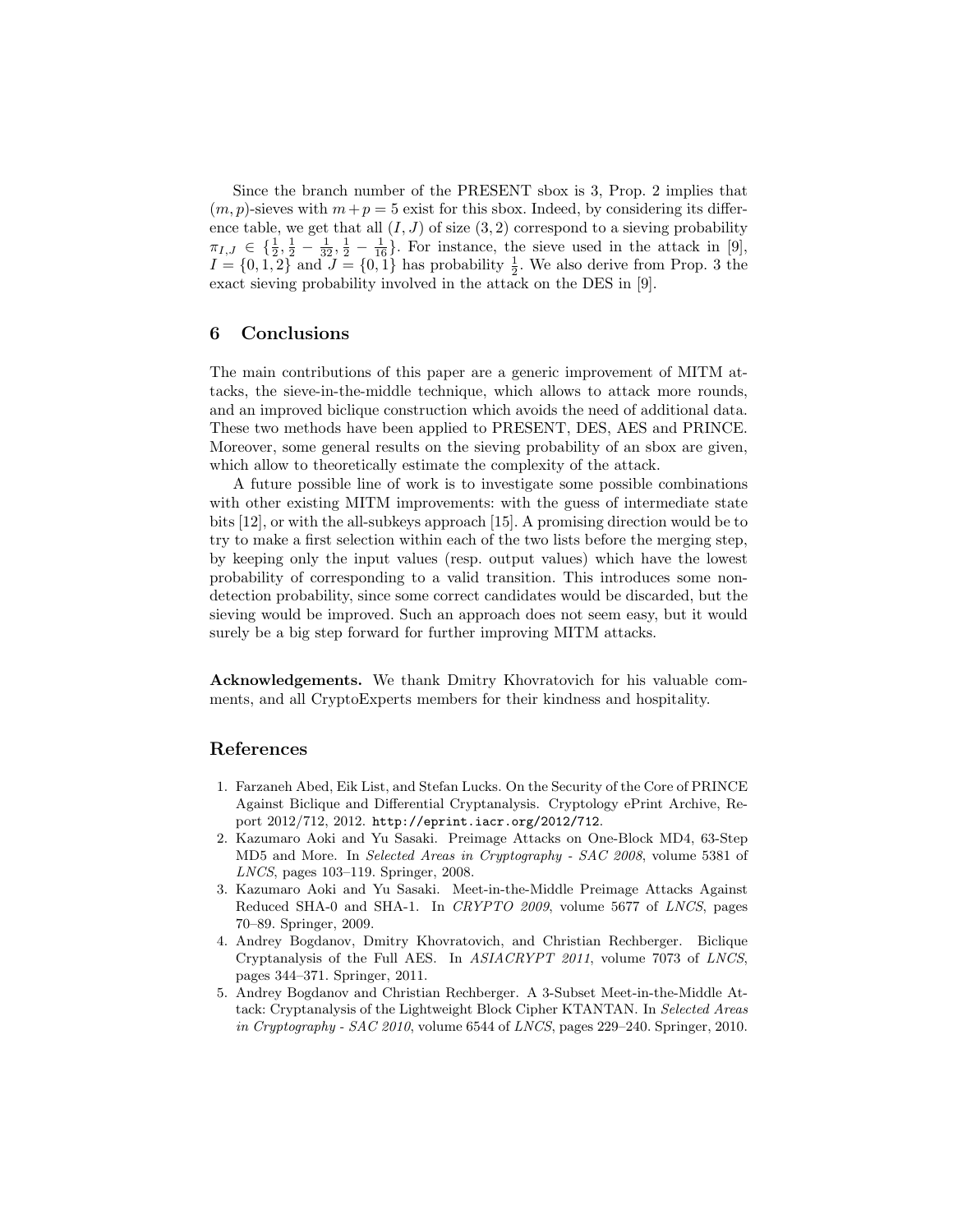Since the branch number of the PRESENT sbox is 3, Prop. 2 implies that $(m, p)$-sieves with $m + p = 5$ exist for this sbox. Indeed, by considering its difference table, we get that all $(I, J)$ of size $(3, 2)$ correspond to a sieving probability $\pi_{I,J} \in \{\frac{1}{2}, \frac{1}{2} - \frac{1}{32}, \frac{1}{2} - \frac{1}{16}\}$. For instance, the sieve used in the attack in [9], $I = \{0, 1, 2\}$ and $J = \{0, 1\}$ has probability $\frac{1}{2}$. We also derive from Prop. 3 the exact sieving probability involved in the attack on the DES in [9].

## 6 Conclusions

The main contributions of this paper are a generic improvement of MITM attacks, the sieve-in-the-middle technique, which allows to attack more rounds, and an improved biclique construction which avoids the need of additional data. These two methods have been applied to PRESENT, DES, AES and PRINCE. Moreover, some general results on the sieving probability of an sbox are given, which allow to theoretically estimate the complexity of the attack.

A future possible line of work is to investigate some possible combinations with other existing MITM improvements: with the guess of intermediate state bits [12], or with the all-subkeys approach [15]. A promising direction would be to try to make a first selection within each of the two lists before the merging step, by keeping only the input values (resp. output values) which have the lowest probability of corresponding to a valid transition. This introduces some non-detection probability, since some correct candidates would be discarded, but the sieving would be improved. Such an approach does not seem easy, but it would surely be a big step forward for further improving MITM attacks.

**Acknowledgements.** We thank Dmitry Khovratovich for his valuable comments, and all CryptoExperts members for their kindness and hospitality.

## References

1. Farzaneh Abed, Eik List, and Stefan Lucks. On the Security of the Core of PRINCE Against Biclique and Differential Cryptanalysis. Cryptology ePrint Archive, Report 2012/712, 2012. http://eprint.iacr.org/2012/712.
2. Kazumaro Aoki and Yu Sasaki. Preimage Attacks on One-Block MD4, 63-Step MD5 and More. In *Selected Areas in Cryptography - SAC 2008*, volume 5381 of *LNCS*, pages 103–119. Springer, 2008.
3. Kazumaro Aoki and Yu Sasaki. Meet-in-the-Middle Preimage Attacks Against Reduced SHA-0 and SHA-1. In *CRYPTO 2009*, volume 5677 of *LNCS*, pages 70–89. Springer, 2009.
4. Andrey Bogdanov, Dmitry Khovratovich, and Christian Rechberger. Biclique Cryptanalysis of the Full AES. In *ASIACRYPT 2011*, volume 7073 of *LNCS*, pages 344–371. Springer, 2011.
5. Andrey Bogdanov and Christian Rechberger. A 3-Subset Meet-in-the-Middle Attack: Cryptanalysis of the Lightweight Block Cipher KTANTAN. In *Selected Areas in Cryptography - SAC 2010*, volume 6544 of *LNCS*, pages 229–240. Springer, 2010.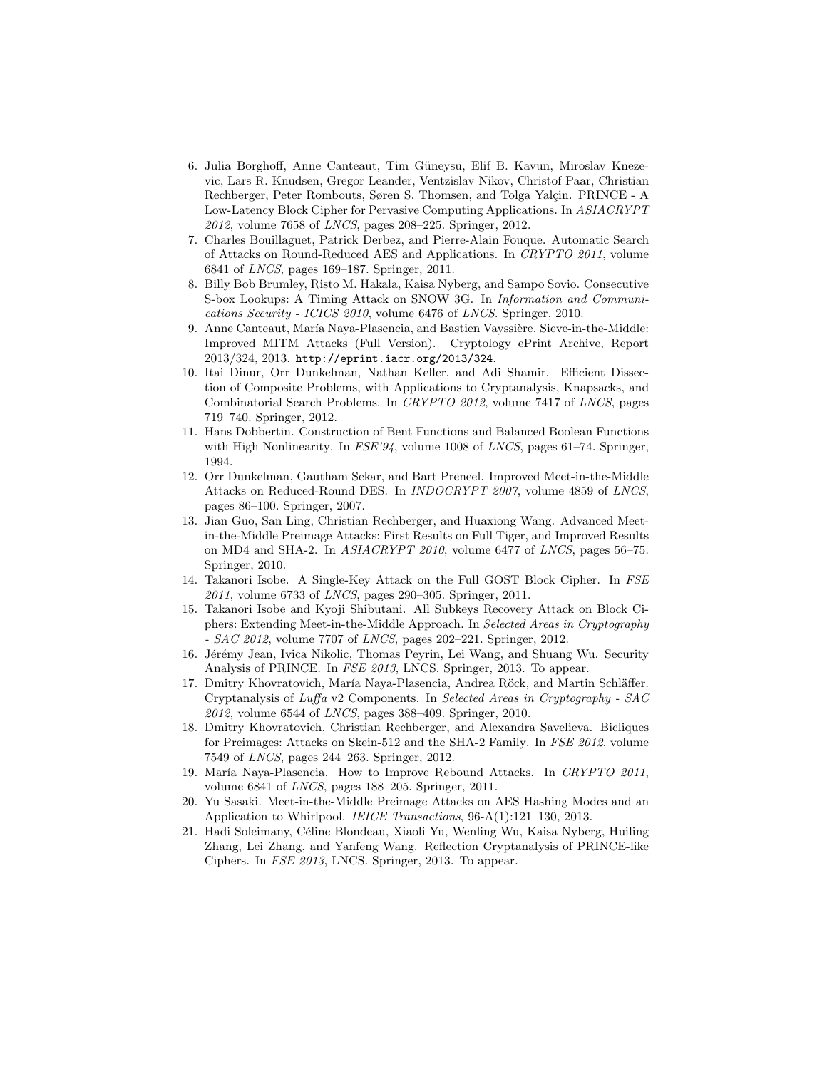6. Julia Borghoff, Anne Canteaut, Tim Güneysu, Elif B. Kavun, Miroslav Knezevic, Lars R. Knudsen, Gregor Leander, Ventzislav Nikov, Christof Paar, Christian Rechberger, Peter Rombouts, Søren S. Thomsen, and Tolga Yalçin. PRINCE - A Low-Latency Block Cipher for Pervasive Computing Applications. In *ASIACRYPT 2012*, volume 7658 of *LNCS*, pages 208–225. Springer, 2012.
7. Charles Bouillaguet, Patrick Derbez, and Pierre-Alain Fouque. Automatic Search of Attacks on Round-Reduced AES and Applications. In *CRYPTO 2011*, volume 6841 of *LNCS*, pages 169–187. Springer, 2011.
8. Billy Bob Brumley, Risto M. Hakala, Kaisa Nyberg, and Sampo Sovio. Consecutive S-box Lookups: A Timing Attack on SNOW 3G. In *Information and Communications Security - ICICS 2010*, volume 6476 of *LNCS*. Springer, 2010.
9. Anne Canteaut, María Naya-Plasencia, and Bastien Vayssière. Sieve-in-the-Middle: Improved MITM Attacks (Full Version). Cryptology ePrint Archive, Report 2013/324, 2013. `http://eprint.iacr.org/2013/324`.
10. Itai Dinur, Orr Dunkelman, Nathan Keller, and Adi Shamir. Efficient Dissection of Composite Problems, with Applications to Cryptanalysis, Knapsacks, and Combinatorial Search Problems. In *CRYPTO 2012*, volume 7417 of *LNCS*, pages 719–740. Springer, 2012.
11. Hans Dobbertin. Construction of Bent Functions and Balanced Boolean Functions with High Nonlinearity. In *FSE'94*, volume 1008 of *LNCS*, pages 61–74. Springer, 1994.
12. Orr Dunkelman, Gautham Sekar, and Bart Preneel. Improved Meet-in-the-Middle Attacks on Reduced-Round DES. In *INDOCRYPT 2007*, volume 4859 of *LNCS*, pages 86–100. Springer, 2007.
13. Jian Guo, San Ling, Christian Rechberger, and Huaxiong Wang. Advanced Meet-in-the-Middle Preimage Attacks: First Results on Full Tiger, and Improved Results on MD4 and SHA-2. In *ASIACRYPT 2010*, volume 6477 of *LNCS*, pages 56–75. Springer, 2010.
14. Takanori Isobe. A Single-Key Attack on the Full GOST Block Cipher. In *FSE 2011*, volume 6733 of *LNCS*, pages 290–305. Springer, 2011.
15. Takanori Isobe and Kyoji Shibutani. All Subkeys Recovery Attack on Block Ciphers: Extending Meet-in-the-Middle Approach. In *Selected Areas in Cryptography - SAC 2012*, volume 7707 of *LNCS*, pages 202–221. Springer, 2012.
16. Jérémy Jean, Ivica Nikolic, Thomas Peyrin, Lei Wang, and Shuang Wu. Security Analysis of PRINCE. In *FSE 2013*, LNCS. Springer, 2013. To appear.
17. Dmitry Khovratovich, María Naya-Plasencia, Andrea Röck, and Martin Schläffer. Cryptanalysis of *Luffa* v2 Components. In *Selected Areas in Cryptography - SAC 2012*, volume 6544 of *LNCS*, pages 388–409. Springer, 2010.
18. Dmitry Khovratovich, Christian Rechberger, and Alexandra Savelieva. Bicliques for Preimages: Attacks on Skein-512 and the SHA-2 Family. In *FSE 2012*, volume 7549 of *LNCS*, pages 244–263. Springer, 2012.
19. María Naya-Plasencia. How to Improve Rebound Attacks. In *CRYPTO 2011*, volume 6841 of *LNCS*, pages 188–205. Springer, 2011.
20. Yu Sasaki. Meet-in-the-Middle Preimage Attacks on AES Hashing Modes and an Application to Whirlpool. *IEICE Transactions*, 96-A(1):121–130, 2013.
21. Hadi Soleimany, Céline Blondeau, Xiaoli Yu, Wenling Wu, Kaisa Nyberg, Huiling Zhang, Lei Zhang, and Yanfeng Wang. Reflection Cryptanalysis of PRINCE-like Ciphers. In *FSE 2013*, LNCS. Springer, 2013. To appear.